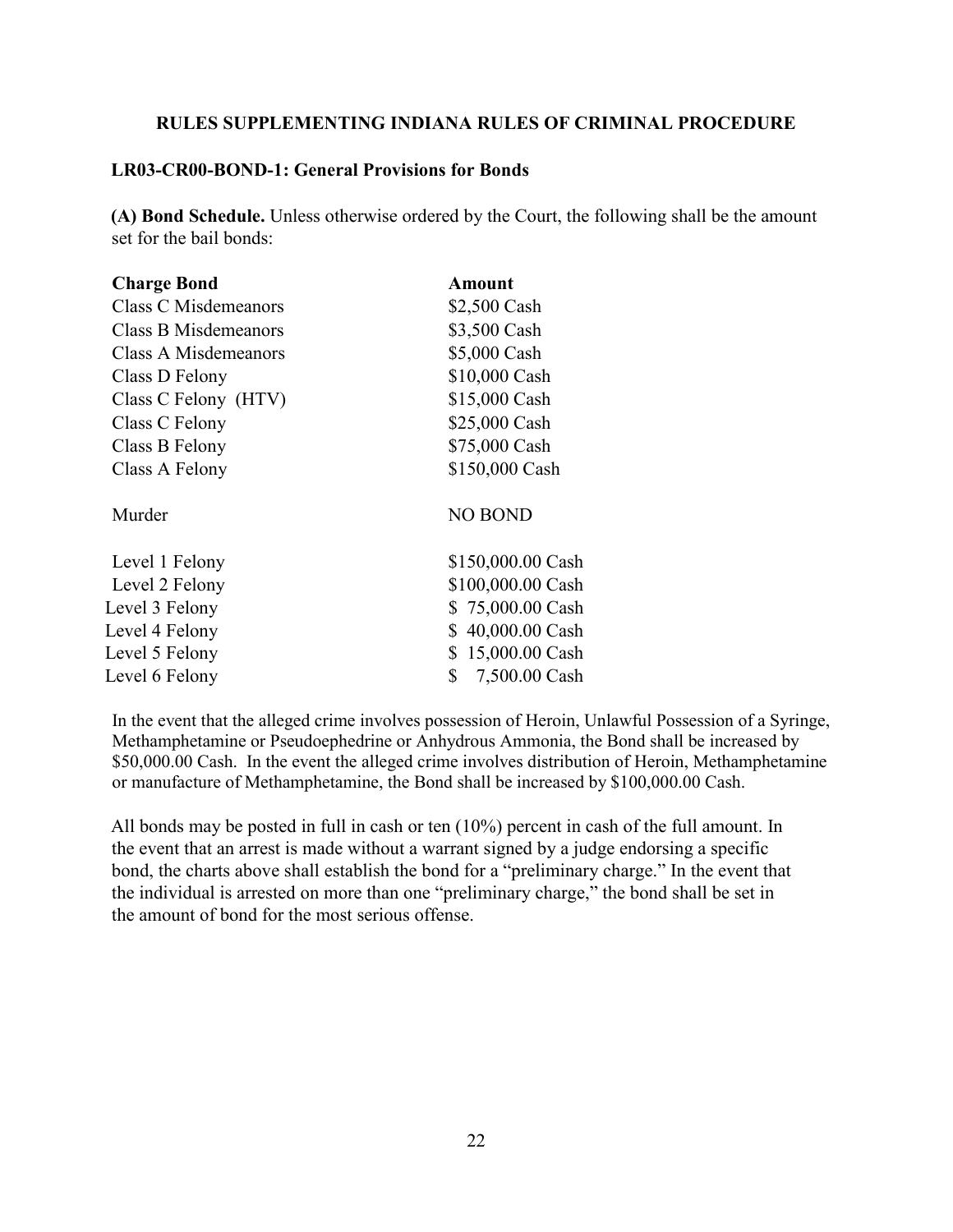## RULES SUPPLEMENTING INDIANA RULES OF CRIMINAL PROCEDURE

### LR03-CR00-BOND-1: General Provisions for Bonds

**(A) Bond Schedule.** Unless otherwise ordered by the Court, the following shall be the amount set for the bail bonds:

| Charge Bond | Amount |
|---|---|
| Class C Misdemeanors | $2,500 Cash |
| Class B Misdemeanors | $3,500 Cash |
| Class A Misdemeanors | $5,000 Cash |
| Class D Felony | $10,000 Cash |
| Class C Felony (HTV) | $15,000 Cash |
| Class C Felony | $25,000 Cash |
| Class B Felony | $75,000 Cash |
| Class A Felony | $150,000 Cash |
| Murder | NO BOND |
| Level 1 Felony | $150,000.00 Cash |
| Level 2 Felony | $100,000.00 Cash |
| Level 3 Felony | $ 75,000.00 Cash |
| Level 4 Felony | $ 40,000.00 Cash |
| Level 5 Felony | $ 15,000.00 Cash |
| Level 6 Felony | $ 7,500.00 Cash |

In the event that the alleged crime involves possession of Heroin, Unlawful Possession of a Syringe, Methamphetamine or Pseudoephedrine or Anhydrous Ammonia, the Bond shall be increased by $50,000.00 Cash. In the event the alleged crime involves distribution of Heroin, Methamphetamine or manufacture of Methamphetamine, the Bond shall be increased by $100,000.00 Cash.

All bonds may be posted in full in cash or ten (10%) percent in cash of the full amount. In the event that an arrest is made without a warrant signed by a judge endorsing a specific bond, the charts above shall establish the bond for a "preliminary charge." In the event that the individual is arrested on more than one "preliminary charge," the bond shall be set in the amount of bond for the most serious offense.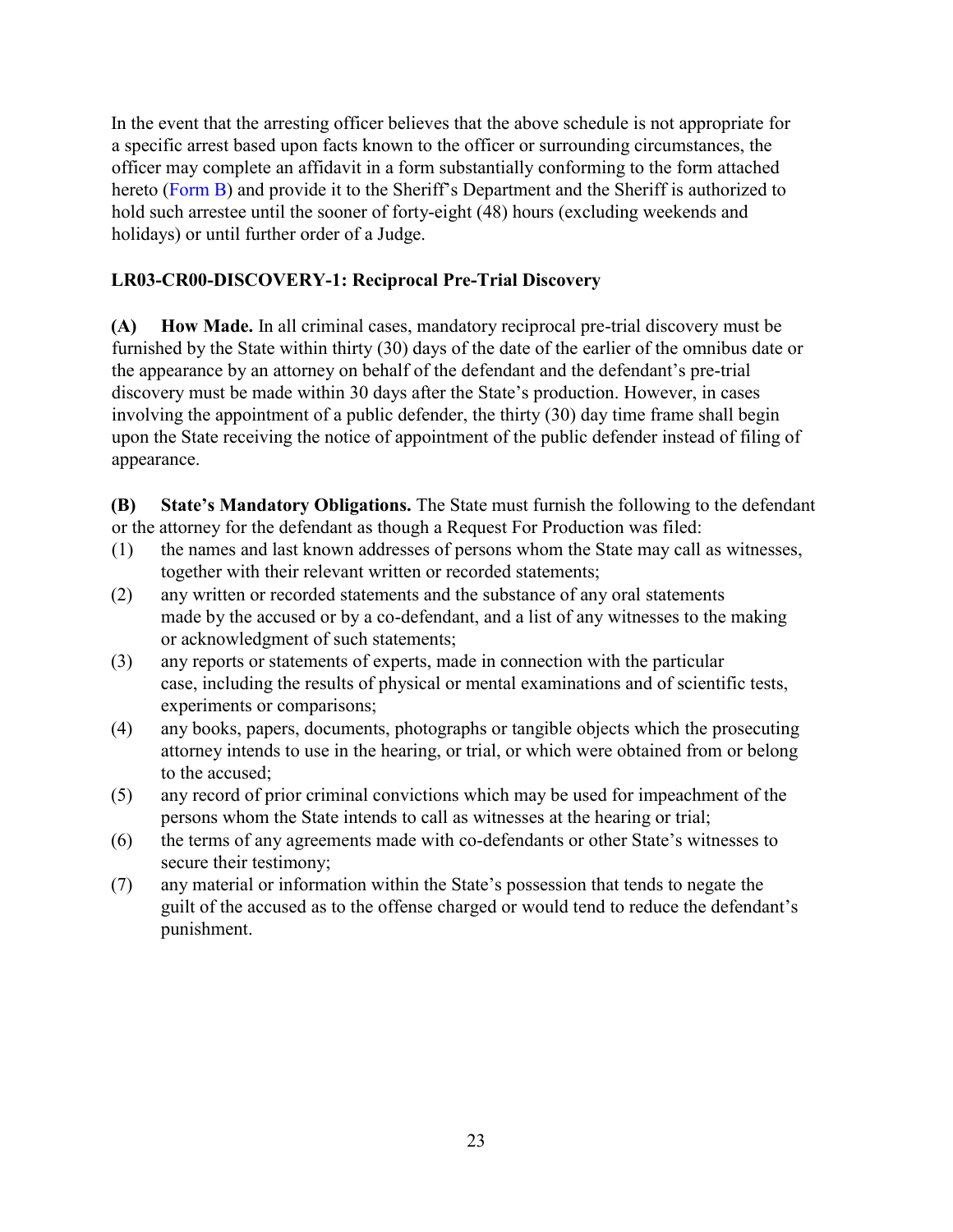In the event that the arresting officer believes that the above schedule is not appropriate for a specific arrest based upon facts known to the officer or surrounding circumstances, the officer may complete an affidavit in a form substantially conforming to the form attached hereto (Form B) and provide it to the Sheriff's Department and the Sheriff is authorized to hold such arrestee until the sooner of forty-eight (48) hours (excluding weekends and holidays) or until further order of a Judge.

**LR03-CR00-DISCOVERY-1: Reciprocal Pre-Trial Discovery**

**(A) How Made.** In all criminal cases, mandatory reciprocal pre-trial discovery must be furnished by the State within thirty (30) days of the date of the earlier of the omnibus date or the appearance by an attorney on behalf of the defendant and the defendant's pre-trial discovery must be made within 30 days after the State's production. However, in cases involving the appointment of a public defender, the thirty (30) day time frame shall begin upon the State receiving the notice of appointment of the public defender instead of filing of appearance.

**(B) State's Mandatory Obligations.** The State must furnish the following to the defendant or the attorney for the defendant as though a Request For Production was filed:

(1) the names and last known addresses of persons whom the State may call as witnesses, together with their relevant written or recorded statements;

(2) any written or recorded statements and the substance of any oral statements made by the accused or by a co-defendant, and a list of any witnesses to the making or acknowledgment of such statements;

(3) any reports or statements of experts, made in connection with the particular case, including the results of physical or mental examinations and of scientific tests, experiments or comparisons;

(4) any books, papers, documents, photographs or tangible objects which the prosecuting attorney intends to use in the hearing, or trial, or which were obtained from or belong to the accused;

(5) any record of prior criminal convictions which may be used for impeachment of the persons whom the State intends to call as witnesses at the hearing or trial;

(6) the terms of any agreements made with co-defendants or other State's witnesses to secure their testimony;

(7) any material or information within the State's possession that tends to negate the guilt of the accused as to the offense charged or would tend to reduce the defendant's punishment.